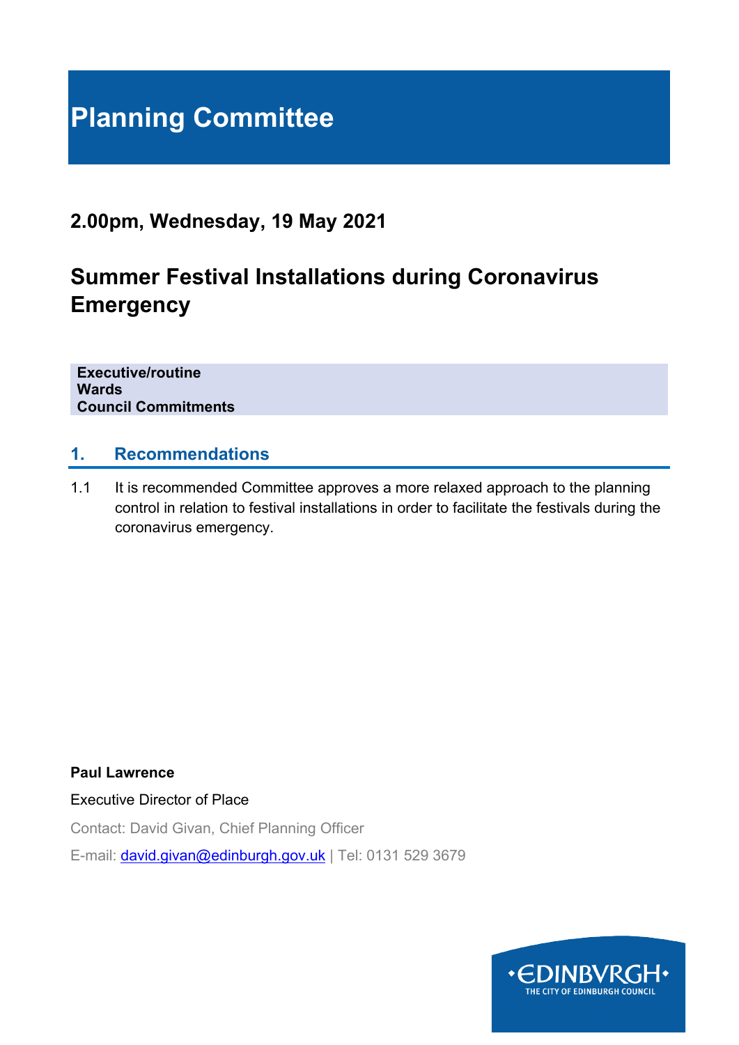# Planning Committee

## 2.00pm, Wednesday, 19 May 2021

## Summer Festival Installations during Coronavirus Emergency

**Executive/routine**
**Wards**
**Council Commitments**

## 1. Recommendations

1.1 It is recommended Committee approves a more relaxed approach to the planning control in relation to festival installations in order to facilitate the festivals during the coronavirus emergency.

**Paul Lawrence**

Executive Director of Place

Contact: David Givan, Chief Planning Officer

E-mail: david.givan@edinburgh.gov.uk | Tel: 0131 529 3679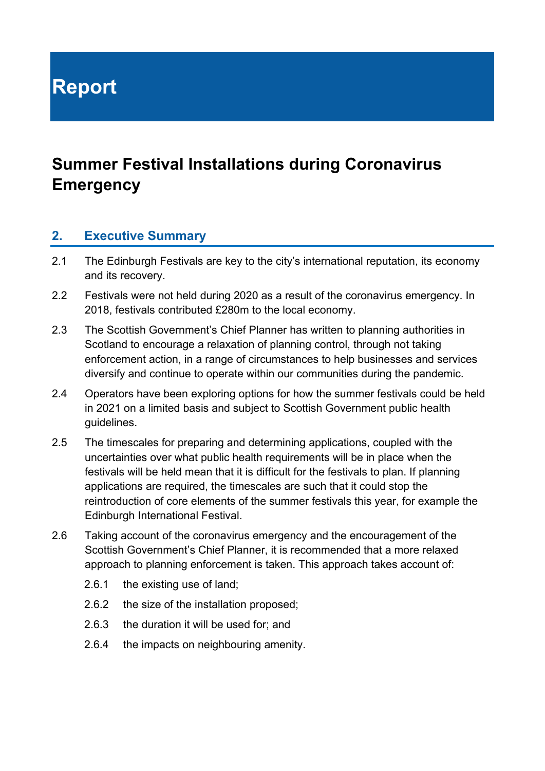# Report

## Summer Festival Installations during Coronavirus Emergency

### 2. Executive Summary

2.1 The Edinburgh Festivals are key to the city's international reputation, its economy and its recovery.

2.2 Festivals were not held during 2020 as a result of the coronavirus emergency. In 2018, festivals contributed £280m to the local economy.

2.3 The Scottish Government's Chief Planner has written to planning authorities in Scotland to encourage a relaxation of planning control, through not taking enforcement action, in a range of circumstances to help businesses and services diversify and continue to operate within our communities during the pandemic.

2.4 Operators have been exploring options for how the summer festivals could be held in 2021 on a limited basis and subject to Scottish Government public health guidelines.

2.5 The timescales for preparing and determining applications, coupled with the uncertainties over what public health requirements will be in place when the festivals will be held mean that it is difficult for the festivals to plan. If planning applications are required, the timescales are such that it could stop the reintroduction of core elements of the summer festivals this year, for example the Edinburgh International Festival.

2.6 Taking account of the coronavirus emergency and the encouragement of the Scottish Government's Chief Planner, it is recommended that a more relaxed approach to planning enforcement is taken. This approach takes account of:

- 2.6.1 the existing use of land;
- 2.6.2 the size of the installation proposed;
- 2.6.3 the duration it will be used for; and
- 2.6.4 the impacts on neighbouring amenity.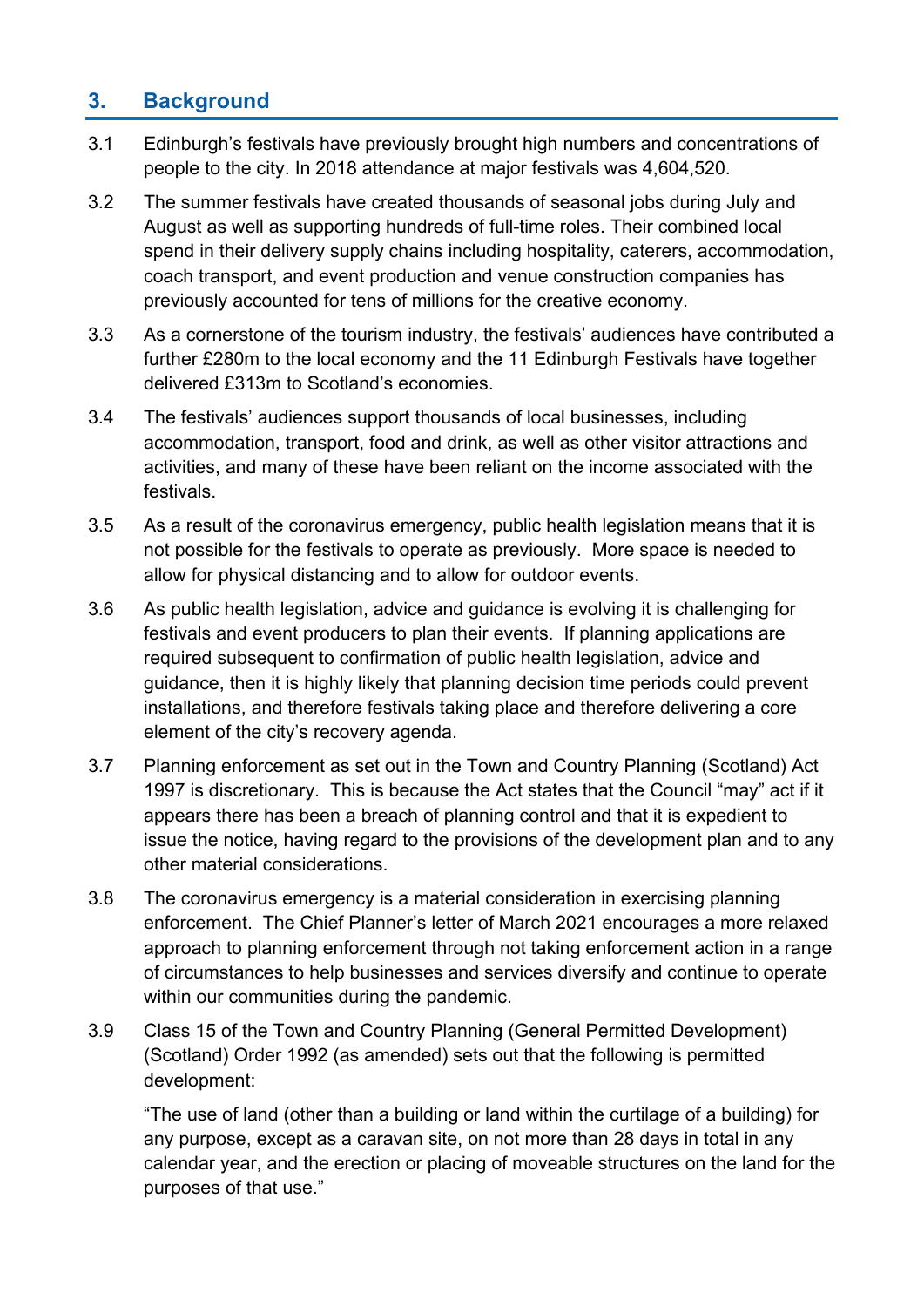## 3. Background

3.1 Edinburgh's festivals have previously brought high numbers and concentrations of people to the city. In 2018 attendance at major festivals was 4,604,520.

3.2 The summer festivals have created thousands of seasonal jobs during July and August as well as supporting hundreds of full-time roles. Their combined local spend in their delivery supply chains including hospitality, caterers, accommodation, coach transport, and event production and venue construction companies has previously accounted for tens of millions for the creative economy.

3.3 As a cornerstone of the tourism industry, the festivals' audiences have contributed a further £280m to the local economy and the 11 Edinburgh Festivals have together delivered £313m to Scotland's economies.

3.4 The festivals' audiences support thousands of local businesses, including accommodation, transport, food and drink, as well as other visitor attractions and activities, and many of these have been reliant on the income associated with the festivals.

3.5 As a result of the coronavirus emergency, public health legislation means that it is not possible for the festivals to operate as previously. More space is needed to allow for physical distancing and to allow for outdoor events.

3.6 As public health legislation, advice and guidance is evolving it is challenging for festivals and event producers to plan their events. If planning applications are required subsequent to confirmation of public health legislation, advice and guidance, then it is highly likely that planning decision time periods could prevent installations, and therefore festivals taking place and therefore delivering a core element of the city's recovery agenda.

3.7 Planning enforcement as set out in the Town and Country Planning (Scotland) Act 1997 is discretionary. This is because the Act states that the Council "may" act if it appears there has been a breach of planning control and that it is expedient to issue the notice, having regard to the provisions of the development plan and to any other material considerations.

3.8 The coronavirus emergency is a material consideration in exercising planning enforcement. The Chief Planner's letter of March 2021 encourages a more relaxed approach to planning enforcement through not taking enforcement action in a range of circumstances to help businesses and services diversify and continue to operate within our communities during the pandemic.

3.9 Class 15 of the Town and Country Planning (General Permitted Development) (Scotland) Order 1992 (as amended) sets out that the following is permitted development:

"The use of land (other than a building or land within the curtilage of a building) for any purpose, except as a caravan site, on not more than 28 days in total in any calendar year, and the erection or placing of moveable structures on the land for the purposes of that use."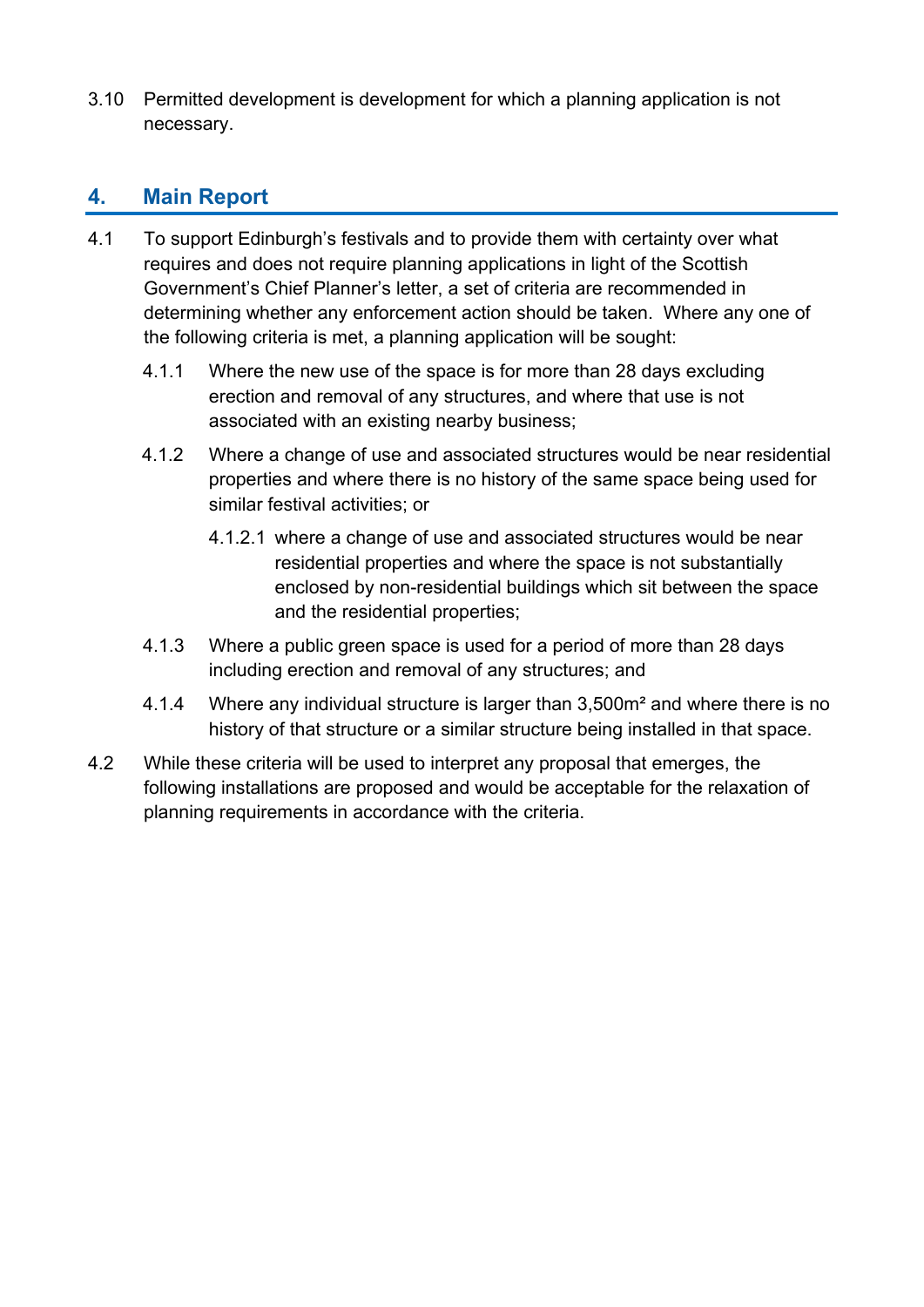3.10 Permitted development is development for which a planning application is not necessary.

## 4. Main Report

4.1 To support Edinburgh's festivals and to provide them with certainty over what requires and does not require planning applications in light of the Scottish Government's Chief Planner's letter, a set of criteria are recommended in determining whether any enforcement action should be taken. Where any one of the following criteria is met, a planning application will be sought:

- 4.1.1 Where the new use of the space is for more than 28 days excluding erection and removal of any structures, and where that use is not associated with an existing nearby business;

- 4.1.2 Where a change of use and associated structures would be near residential properties and where there is no history of the same space being used for similar festival activities; or

  - 4.1.2.1 where a change of use and associated structures would be near residential properties and where the space is not substantially enclosed by non-residential buildings which sit between the space and the residential properties;

- 4.1.3 Where a public green space is used for a period of more than 28 days including erection and removal of any structures; and

- 4.1.4 Where any individual structure is larger than 3,500m² and where there is no history of that structure or a similar structure being installed in that space.

4.2 While these criteria will be used to interpret any proposal that emerges, the following installations are proposed and would be acceptable for the relaxation of planning requirements in accordance with the criteria.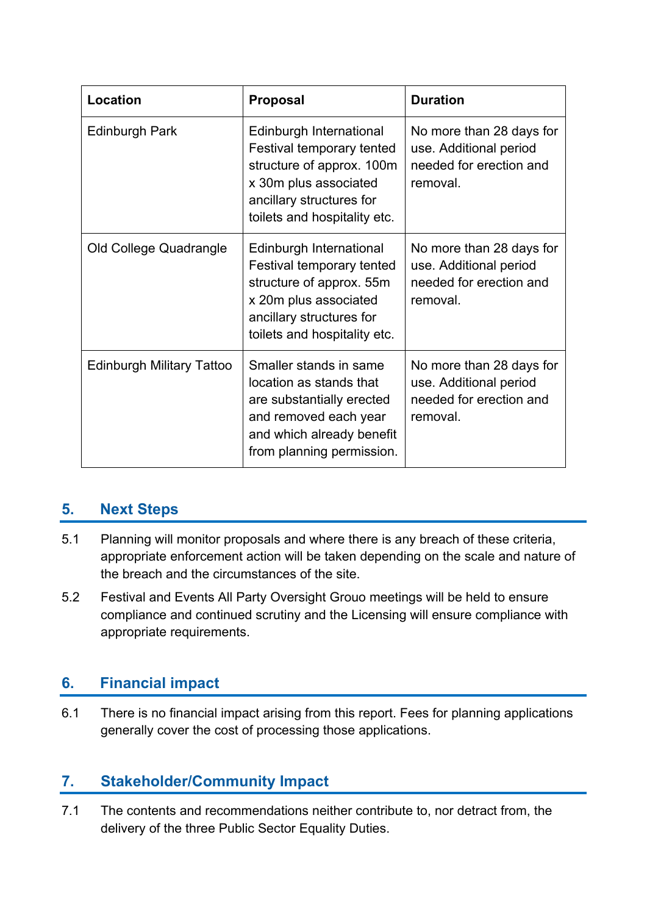| Location | Proposal | Duration |
|---|---|---|
| Edinburgh Park | Edinburgh International Festival temporary tented structure of approx. 100m x 30m plus associated ancillary structures for toilets and hospitality etc. | No more than 28 days for use. Additional period needed for erection and removal. |
| Old College Quadrangle | Edinburgh International Festival temporary tented structure of approx. 55m x 20m plus associated ancillary structures for toilets and hospitality etc. | No more than 28 days for use. Additional period needed for erection and removal. |
| Edinburgh Military Tattoo | Smaller stands in same location as stands that are substantially erected and removed each year and which already benefit from planning permission. | No more than 28 days for use. Additional period needed for erection and removal. |

## 5. Next Steps

5.1 Planning will monitor proposals and where there is any breach of these criteria, appropriate enforcement action will be taken depending on the scale and nature of the breach and the circumstances of the site.

5.2 Festival and Events All Party Oversight Grouo meetings will be held to ensure compliance and continued scrutiny and the Licensing will ensure compliance with appropriate requirements.

## 6. Financial impact

6.1 There is no financial impact arising from this report. Fees for planning applications generally cover the cost of processing those applications.

## 7. Stakeholder/Community Impact

7.1 The contents and recommendations neither contribute to, nor detract from, the delivery of the three Public Sector Equality Duties.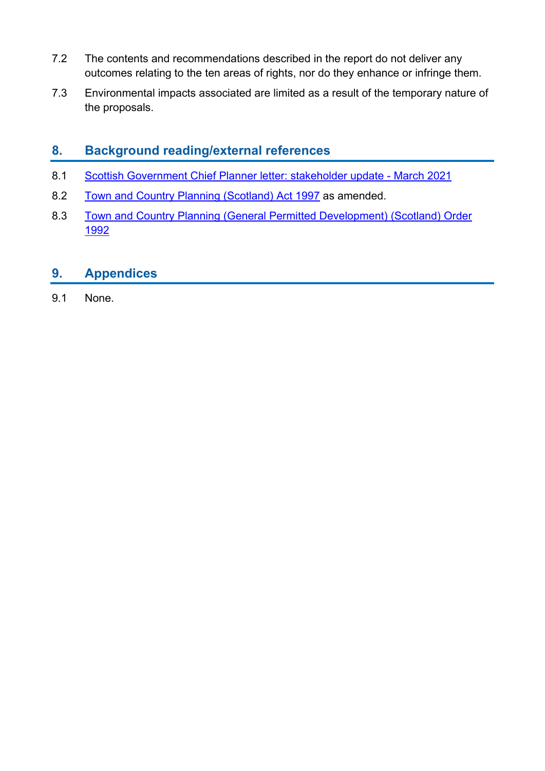7.2 The contents and recommendations described in the report do not deliver any outcomes relating to the ten areas of rights, nor do they enhance or infringe them.

7.3 Environmental impacts associated are limited as a result of the temporary nature of the proposals.

## 8. Background reading/external references

8.1 Scottish Government Chief Planner letter: stakeholder update - March 2021

8.2 Town and Country Planning (Scotland) Act 1997 as amended.

8.3 Town and Country Planning (General Permitted Development) (Scotland) Order 1992

## 9. Appendices

9.1 None.